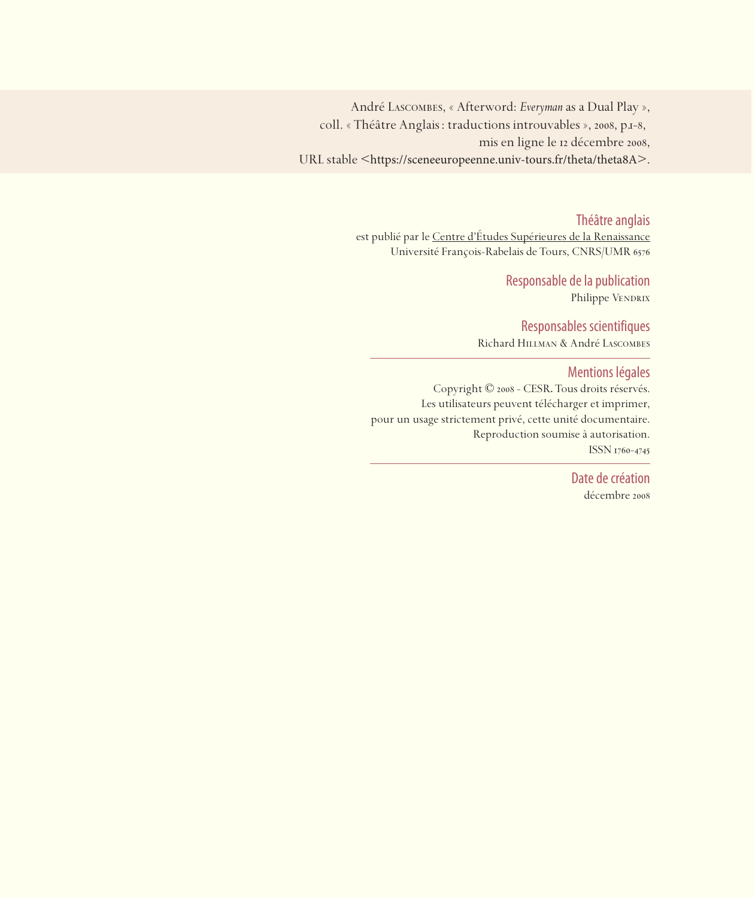André Lascombes, « Afterword: *Everyman* as a Dual Play »,
coll. « Théâtre Anglais : traductions introuvables », 2008, p.1-8,
mis en ligne le 12 décembre 2008,
URL stable <https://sceneeuropeenne.univ-tours.fr/theta/theta8A>.

## Théâtre anglais

est publié par le Centre d'Études Supérieures de la Renaissance
Université François-Rabelais de Tours, CNRS/UMR 6576

## Responsable de la publication

Philippe Vendrix

## Responsables scientifiques

Richard Hillman & André Lascombes

---

## Mentions légales

Copyright © 2008 - CESR. Tous droits réservés.
Les utilisateurs peuvent télécharger et imprimer,
pour un usage strictement privé, cette unité documentaire.
Reproduction soumise à autorisation.
ISSN 1760-4745

---

## Date de création

décembre 2008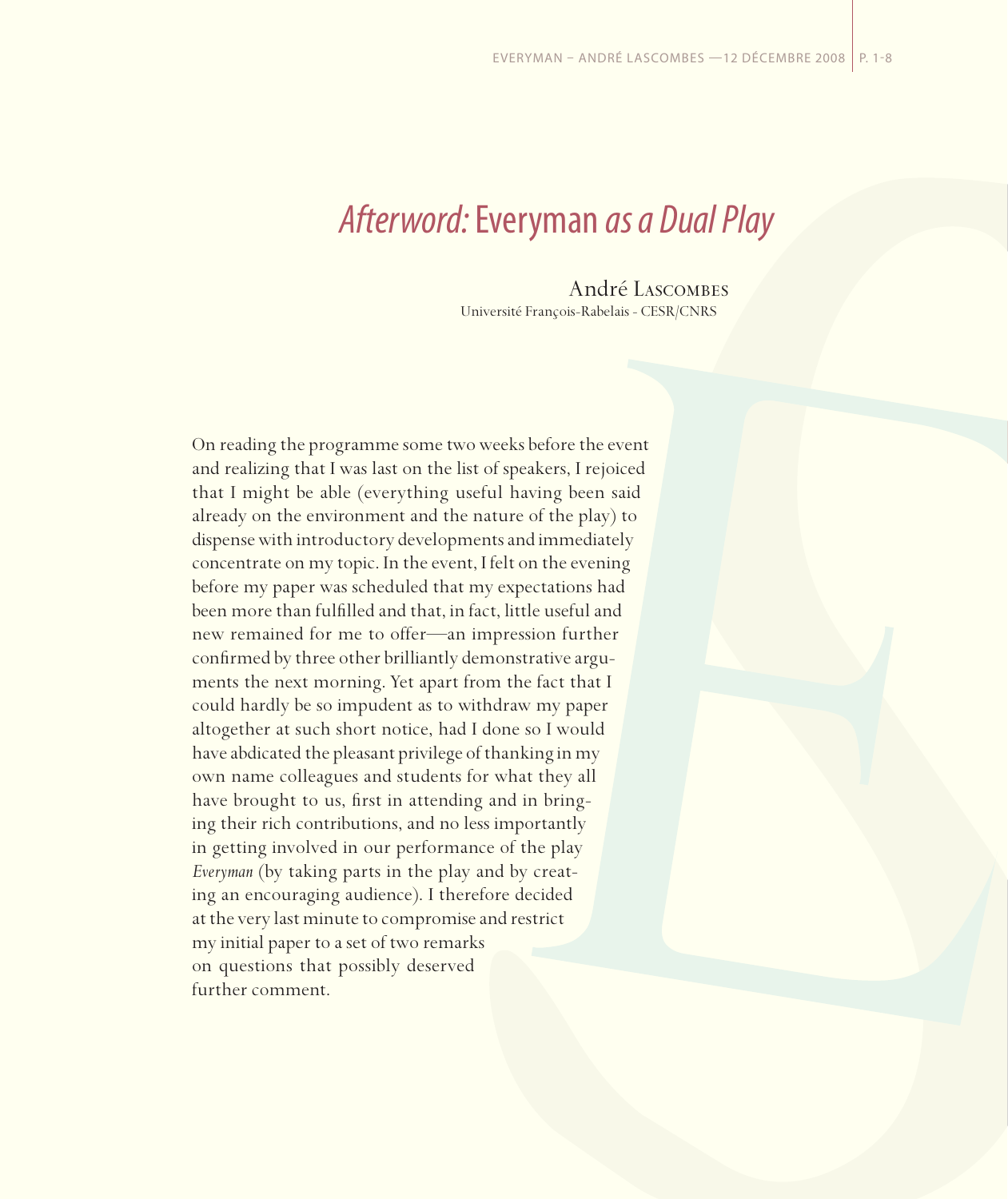# *Afterword:* Everyman *as a Dual Play*

André Lascombes
Université François-Rabelais - CESR/CNRS

On reading the programme some two weeks before the event and realizing that I was last on the list of speakers, I rejoiced that I might be able (everything useful having been said already on the environment and the nature of the play) to dispense with introductory developments and immediately concentrate on my topic. In the event, I felt on the evening before my paper was scheduled that my expectations had been more than fulfilled and that, in fact, little useful and new remained for me to offer—an impression further confirmed by three other brilliantly demonstrative arguments the next morning. Yet apart from the fact that I could hardly be so impudent as to withdraw my paper altogether at such short notice, had I done so I would have abdicated the pleasant privilege of thanking in my own name colleagues and students for what they all have brought to us, first in attending and in bringing their rich contributions, and no less importantly in getting involved in our performance of the play *Everyman* (by taking parts in the play and by creating an encouraging audience). I therefore decided at the very last minute to compromise and restrict my initial paper to a set of two remarks on questions that possibly deserved further comment.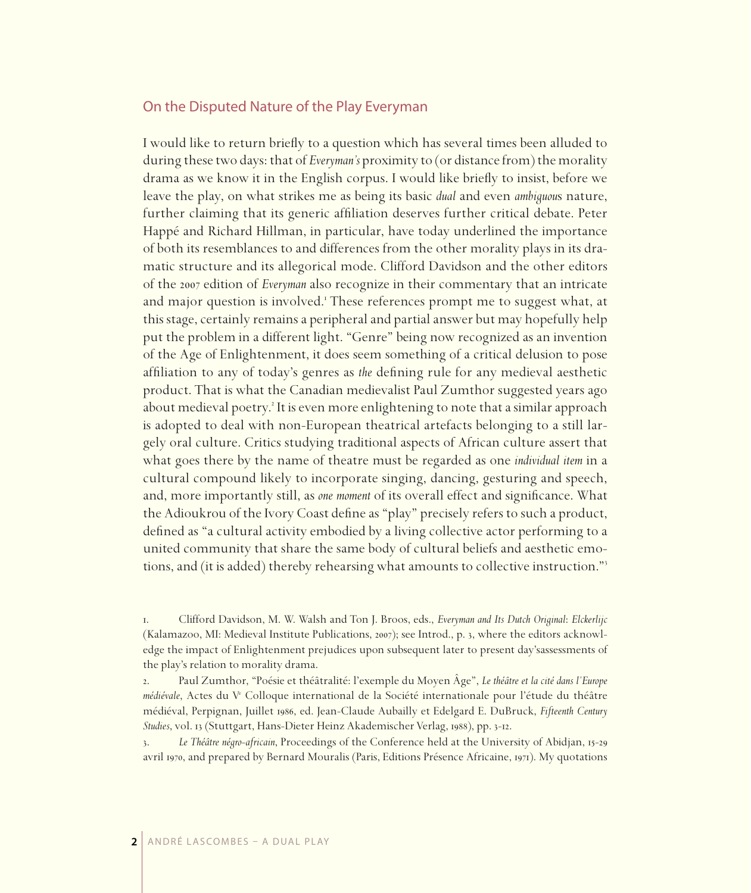## On the Disputed Nature of the Play Everyman

I would like to return briefly to a question which has several times been alluded to during these two days: that of *Everyman's* proximity to (or distance from) the morality drama as we know it in the English corpus. I would like briefly to insist, before we leave the play, on what strikes me as being its basic *dual* and even *ambiguous* nature, further claiming that its generic affiliation deserves further critical debate. Peter Happé and Richard Hillman, in particular, have today underlined the importance of both its resemblances to and differences from the other morality plays in its dramatic structure and its allegorical mode. Clifford Davidson and the other editors of the 2007 edition of *Everyman* also recognize in their commentary that an intricate and major question is involved.[1] These references prompt me to suggest what, at this stage, certainly remains a peripheral and partial answer but may hopefully help put the problem in a different light. "Genre" being now recognized as an invention of the Age of Enlightenment, it does seem something of a critical delusion to pose affiliation to any of today's genres as *the* defining rule for any medieval aesthetic product. That is what the Canadian medievalist Paul Zumthor suggested years ago about medieval poetry.[2] It is even more enlightening to note that a similar approach is adopted to deal with non-European theatrical artefacts belonging to a still largely oral culture. Critics studying traditional aspects of African culture assert that what goes there by the name of theatre must be regarded as one *individual item* in a cultural compound likely to incorporate singing, dancing, gesturing and speech, and, more importantly still, as *one moment* of its overall effect and significance. What the Adioukrou of the Ivory Coast define as "play" precisely refers to such a product, defined as "a cultural activity embodied by a living collective actor performing to a united community that share the same body of cultural beliefs and aesthetic emotions, and (it is added) thereby rehearsing what amounts to collective instruction."[3]

1. Clifford Davidson, M. W. Walsh and Ton J. Broos, eds., *Everyman and Its Dutch Original: Elckerlijc* (Kalamazoo, MI: Medieval Institute Publications, 2007); see Introd., p. 3, where the editors acknowledge the impact of Enlightenment prejudices upon subsequent later to present day'sassessments of the play's relation to morality drama.

2. Paul Zumthor, "Poésie et théâtralité: l'exemple du Moyen Âge", *Le théâtre et la cité dans l'Europe médiévale*, Actes du V[e] Colloque international de la Société internationale pour l'étude du théâtre médiéval, Perpignan, Juillet 1986, ed. Jean-Claude Aubailly et Edelgard E. DuBruck, *Fifteenth Century Studies*, vol. 13 (Stuttgart, Hans-Dieter Heinz Akademischer Verlag, 1988), pp. 3-12.

3. *Le Théâtre négro-africain*, Proceedings of the Conference held at the University of Abidjan, 15-29 avril 1970, and prepared by Bernard Mouralis (Paris, Editions Présence Africaine, 1971). My quotations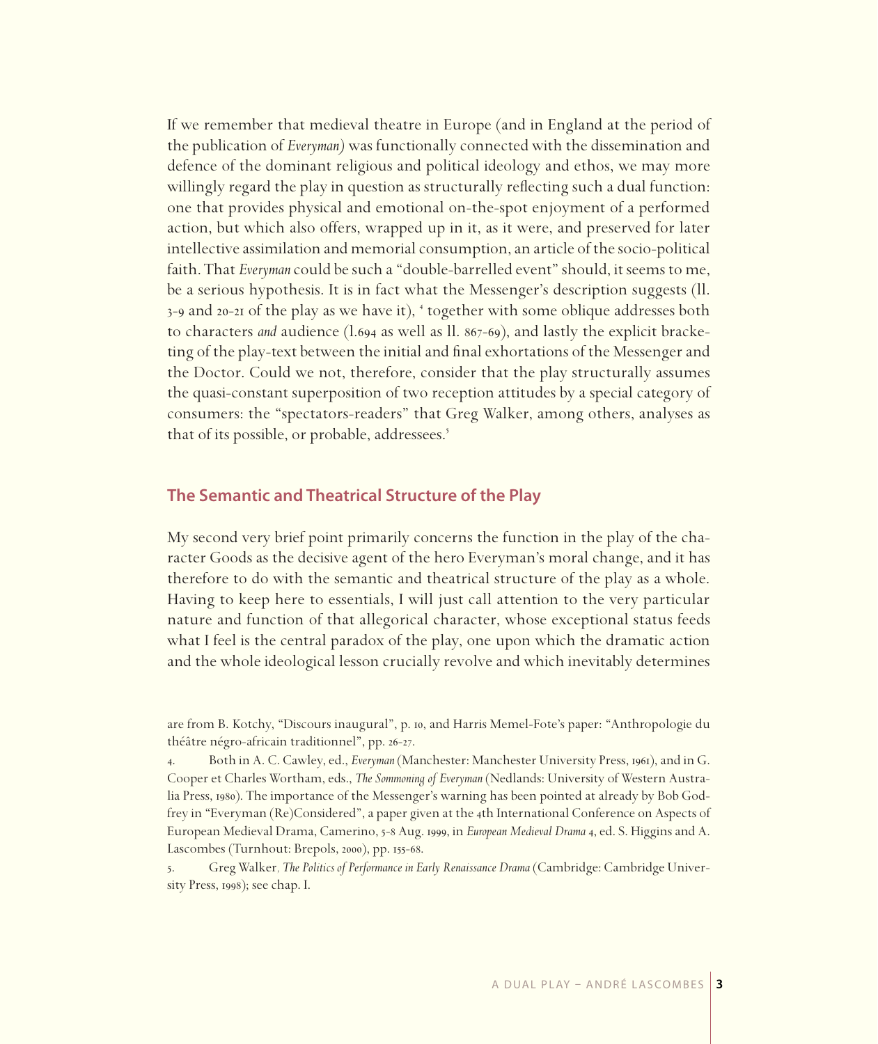If we remember that medieval theatre in Europe (and in England at the period of the publication of *Everyman)* was functionally connected with the dissemination and defence of the dominant religious and political ideology and ethos, we may more willingly regard the play in question as structurally reflecting such a dual function: one that provides physical and emotional on-the-spot enjoyment of a performed action, but which also offers, wrapped up in it, as it were, and preserved for later intellective assimilation and memorial consumption, an article of the socio-political faith. That *Everyman* could be such a "double-barrelled event" should, it seems to me, be a serious hypothesis. It is in fact what the Messenger's description suggests (ll. 3-9 and 20-21 of the play as we have it), [4] together with some oblique addresses both to characters *and* audience (l.694 as well as ll. 867-69), and lastly the explicit bracketing of the play-text between the initial and final exhortations of the Messenger and the Doctor. Could we not, therefore, consider that the play structurally assumes the quasi-constant superposition of two reception attitudes by a special category of consumers: the "spectators-readers" that Greg Walker, among others, analyses as that of its possible, or probable, addressees.[5]

## The Semantic and Theatrical Structure of the Play

My second very brief point primarily concerns the function in the play of the character Goods as the decisive agent of the hero Everyman's moral change, and it has therefore to do with the semantic and theatrical structure of the play as a whole. Having to keep here to essentials, I will just call attention to the very particular nature and function of that allegorical character, whose exceptional status feeds what I feel is the central paradox of the play, one upon which the dramatic action and the whole ideological lesson crucially revolve and which inevitably determines

are from B. Kotchy, "Discours inaugural", p. 10, and Harris Memel-Fote's paper: "Anthropologie du théâtre négro-africain traditionnel", pp. 26-27.

4. Both in A. C. Cawley, ed., *Everyman* (Manchester: Manchester University Press, 1961), and in G. Cooper et Charles Wortham, eds., *The Sommoning of Everyman* (Nedlands: University of Western Australia Press, 1980). The importance of the Messenger's warning has been pointed at already by Bob Godfrey in "Everyman (Re)Considered", a paper given at the 4th International Conference on Aspects of European Medieval Drama, Camerino, 5-8 Aug. 1999, in *European Medieval Drama* 4, ed. S. Higgins and A. Lascombes (Turnhout: Brepols, 2000), pp. 155-68.

5. Greg Walker, *The Politics of Performance in Early Renaissance Drama* (Cambridge: Cambridge University Press, 1998); see chap. I.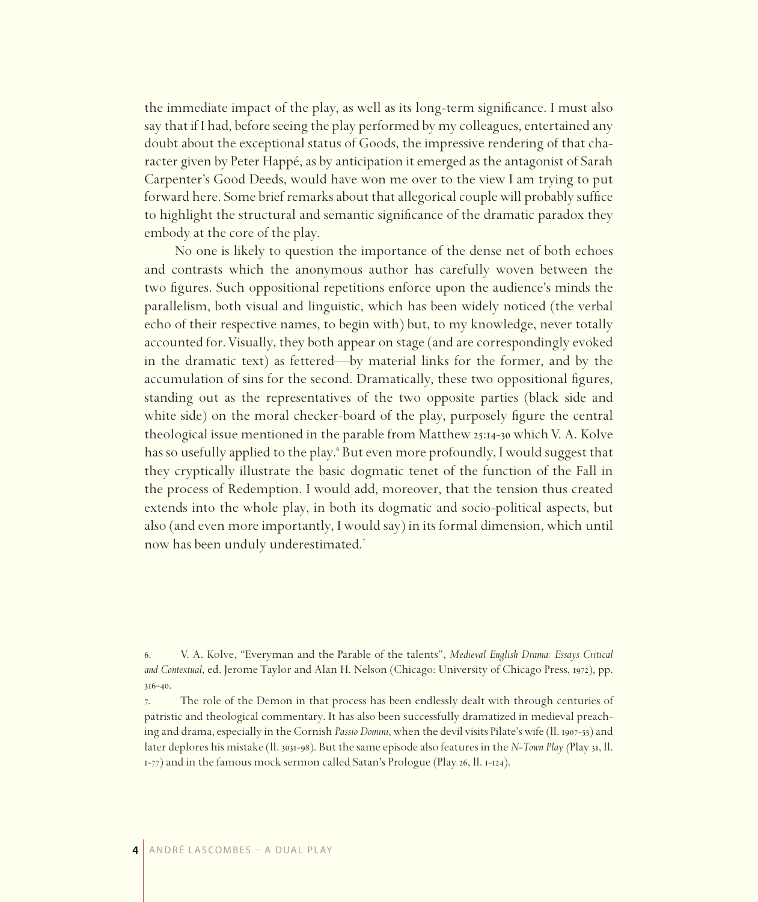the immediate impact of the play, as well as its long-term significance. I must also say that if I had, before seeing the play performed by my colleagues, entertained any doubt about the exceptional status of Goods, the impressive rendering of that character given by Peter Happé, as by anticipation it emerged as the antagonist of Sarah Carpenter's Good Deeds, would have won me over to the view I am trying to put forward here. Some brief remarks about that allegorical couple will probably suffice to highlight the structural and semantic significance of the dramatic paradox they embody at the core of the play.

No one is likely to question the importance of the dense net of both echoes and contrasts which the anonymous author has carefully woven between the two figures. Such oppositional repetitions enforce upon the audience's minds the parallelism, both visual and linguistic, which has been widely noticed (the verbal echo of their respective names, to begin with) but, to my knowledge, never totally accounted for. Visually, they both appear on stage (and are correspondingly evoked in the dramatic text) as fettered—by material links for the former, and by the accumulation of sins for the second. Dramatically, these two oppositional figures, standing out as the representatives of the two opposite parties (black side and white side) on the moral checker-board of the play, purposely figure the central theological issue mentioned in the parable from Matthew 25:14-30 which V. A. Kolve has so usefully applied to the play.[6] But even more profoundly, I would suggest that they cryptically illustrate the basic dogmatic tenet of the function of the Fall in the process of Redemption. I would add, moreover, that the tension thus created extends into the whole play, in both its dogmatic and socio-political aspects, but also (and even more importantly, I would say) in its formal dimension, which until now has been unduly underestimated.[7]

6. V. A. Kolve, "Everyman and the Parable of the talents", *Medieval English Drama: Essays Critical and Contextual*, ed. Jerome Taylor and Alan H. Nelson (Chicago: University of Chicago Press, 1972), pp. 316-40.

7. The role of the Demon in that process has been endlessly dealt with through centuries of patristic and theological commentary. It has also been successfully dramatized in medieval preaching and drama, especially in the Cornish *Passio Domini*, when the devil visits Pilate's wife (ll. 1907-55) and later deplores his mistake (ll. 3031-98). But the same episode also features in the *N-Town Play (*Play 31, ll. 1-77) and in the famous mock sermon called Satan's Prologue (Play 26, ll. 1-124).